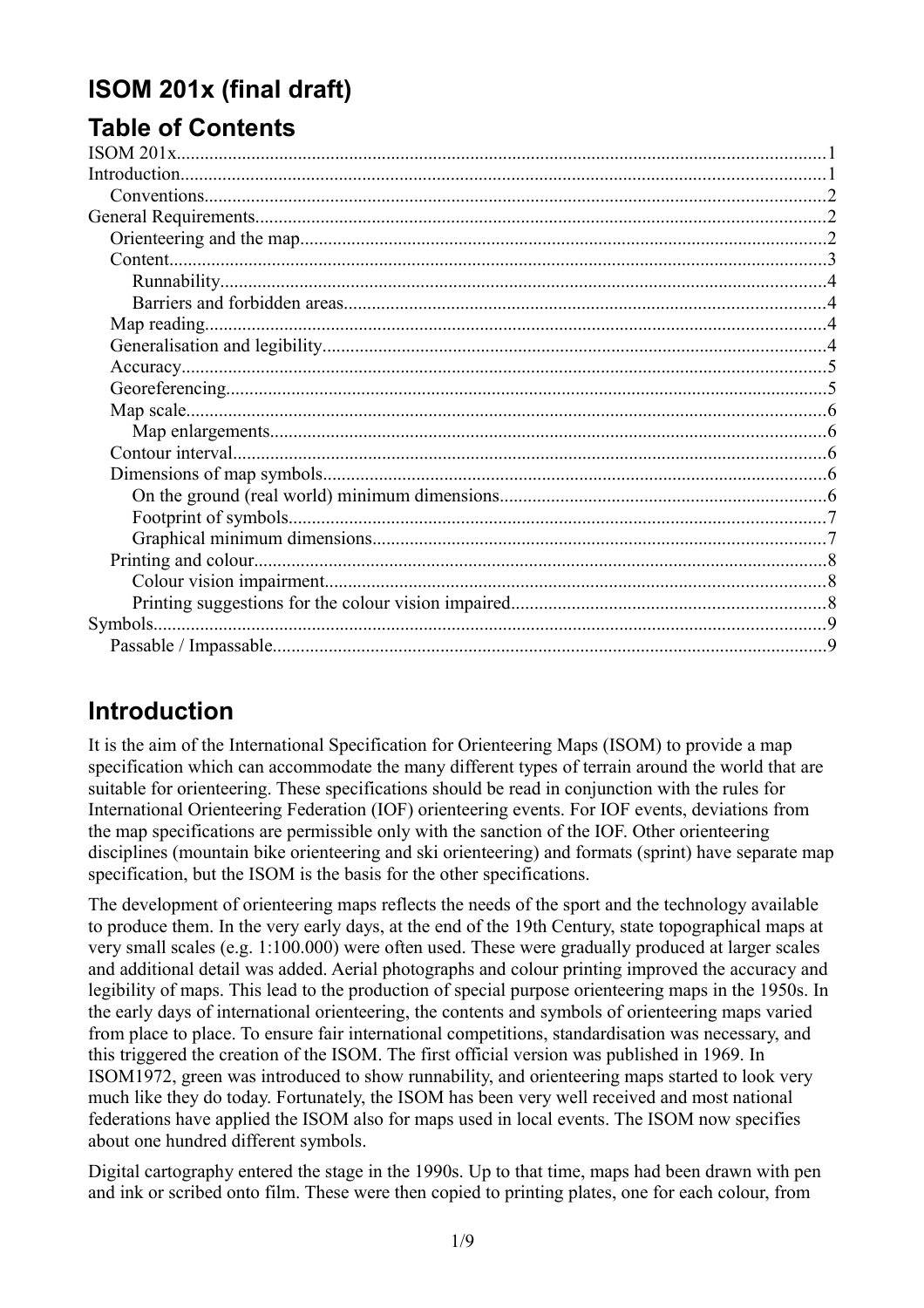## ISOM 201x (final draft)

## Table of Contents

ISOM 201x....1
Introduction....1
- Conventions....2

General Requirements....2
- Orienteering and the map....2
- Content....3
  - Runnability....4
  - Barriers and forbidden areas....4
- Map reading....4
- Generalisation and legibility....4
- Accuracy....5
- Georeferencing....5
- Map scale....6
  - Map enlargements....6
- Contour interval....6
- Dimensions of map symbols....6
  - On the ground (real world) minimum dimensions....6
  - Footprint of symbols....7
  - Graphical minimum dimensions....7
- Printing and colour....8
  - Colour vision impairment....8
  - Printing suggestions for the colour vision impaired....8

Symbols....9
- Passable / Impassable....9

# Introduction

It is the aim of the International Specification for Orienteering Maps (ISOM) to provide a map specification which can accommodate the many different types of terrain around the world that are suitable for orienteering. These specifications should be read in conjunction with the rules for International Orienteering Federation (IOF) orienteering events. For IOF events, deviations from the map specifications are permissible only with the sanction of the IOF. Other orienteering disciplines (mountain bike orienteering and ski orienteering) and formats (sprint) have separate map specification, but the ISOM is the basis for the other specifications.

The development of orienteering maps reflects the needs of the sport and the technology available to produce them. In the very early days, at the end of the 19th Century, state topographical maps at very small scales (e.g. 1:100.000) were often used. These were gradually produced at larger scales and additional detail was added. Aerial photographs and colour printing improved the accuracy and legibility of maps. This lead to the production of special purpose orienteering maps in the 1950s. In the early days of international orienteering, the contents and symbols of orienteering maps varied from place to place. To ensure fair international competitions, standardisation was necessary, and this triggered the creation of the ISOM. The first official version was published in 1969. In ISOM1972, green was introduced to show runnability, and orienteering maps started to look very much like they do today. Fortunately, the ISOM has been very well received and most national federations have applied the ISOM also for maps used in local events. The ISOM now specifies about one hundred different symbols.

Digital cartography entered the stage in the 1990s. Up to that time, maps had been drawn with pen and ink or scribed onto film. These were then copied to printing plates, one for each colour, from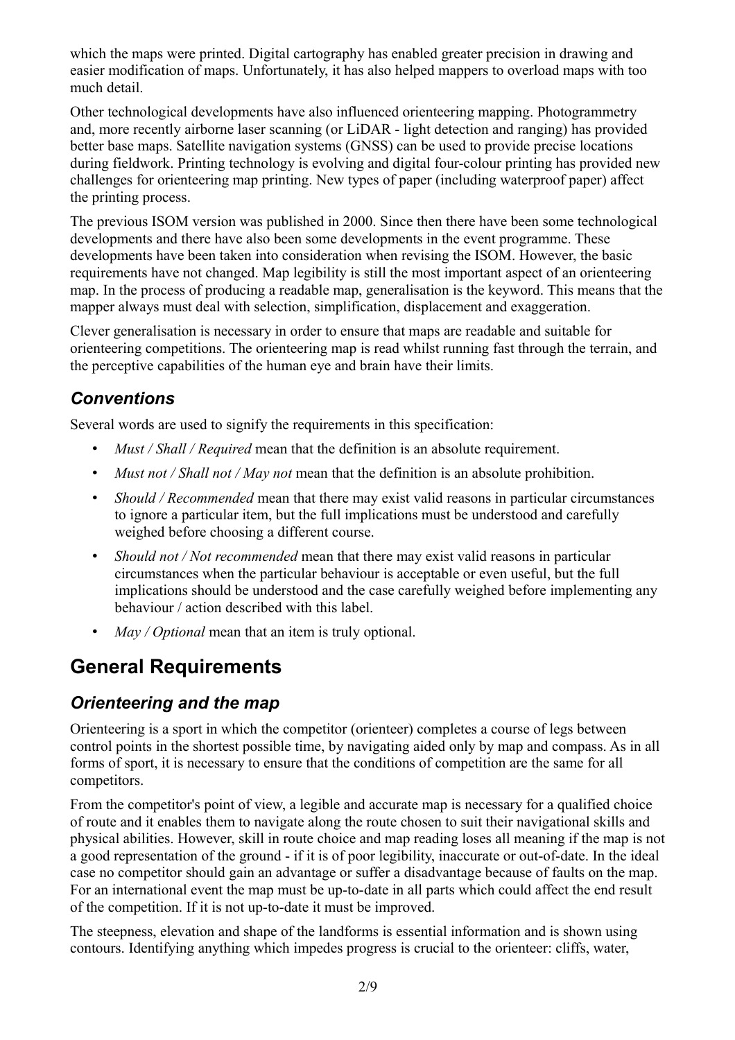which the maps were printed. Digital cartography has enabled greater precision in drawing and easier modification of maps. Unfortunately, it has also helped mappers to overload maps with too much detail.

Other technological developments have also influenced orienteering mapping. Photogrammetry and, more recently airborne laser scanning (or LiDAR - light detection and ranging) has provided better base maps. Satellite navigation systems (GNSS) can be used to provide precise locations during fieldwork. Printing technology is evolving and digital four-colour printing has provided new challenges for orienteering map printing. New types of paper (including waterproof paper) affect the printing process.

The previous ISOM version was published in 2000. Since then there have been some technological developments and there have also been some developments in the event programme. These developments have been taken into consideration when revising the ISOM. However, the basic requirements have not changed. Map legibility is still the most important aspect of an orienteering map. In the process of producing a readable map, generalisation is the keyword. This means that the mapper always must deal with selection, simplification, displacement and exaggeration.

Clever generalisation is necessary in order to ensure that maps are readable and suitable for orienteering competitions. The orienteering map is read whilst running fast through the terrain, and the perceptive capabilities of the human eye and brain have their limits.

### *Conventions*

Several words are used to signify the requirements in this specification:

- *Must / Shall / Required* mean that the definition is an absolute requirement.
- *Must not / Shall not / May not* mean that the definition is an absolute prohibition.
- *Should / Recommended* mean that there may exist valid reasons in particular circumstances to ignore a particular item, but the full implications must be understood and carefully weighed before choosing a different course.
- *Should not / Not recommended* mean that there may exist valid reasons in particular circumstances when the particular behaviour is acceptable or even useful, but the full implications should be understood and the case carefully weighed before implementing any behaviour / action described with this label.
- *May / Optional* mean that an item is truly optional.

## General Requirements

### *Orienteering and the map*

Orienteering is a sport in which the competitor (orienteer) completes a course of legs between control points in the shortest possible time, by navigating aided only by map and compass. As in all forms of sport, it is necessary to ensure that the conditions of competition are the same for all competitors.

From the competitor's point of view, a legible and accurate map is necessary for a qualified choice of route and it enables them to navigate along the route chosen to suit their navigational skills and physical abilities. However, skill in route choice and map reading loses all meaning if the map is not a good representation of the ground - if it is of poor legibility, inaccurate or out-of-date. In the ideal case no competitor should gain an advantage or suffer a disadvantage because of faults on the map. For an international event the map must be up-to-date in all parts which could affect the end result of the competition. If it is not up-to-date it must be improved.

The steepness, elevation and shape of the landforms is essential information and is shown using contours. Identifying anything which impedes progress is crucial to the orienteer: cliffs, water,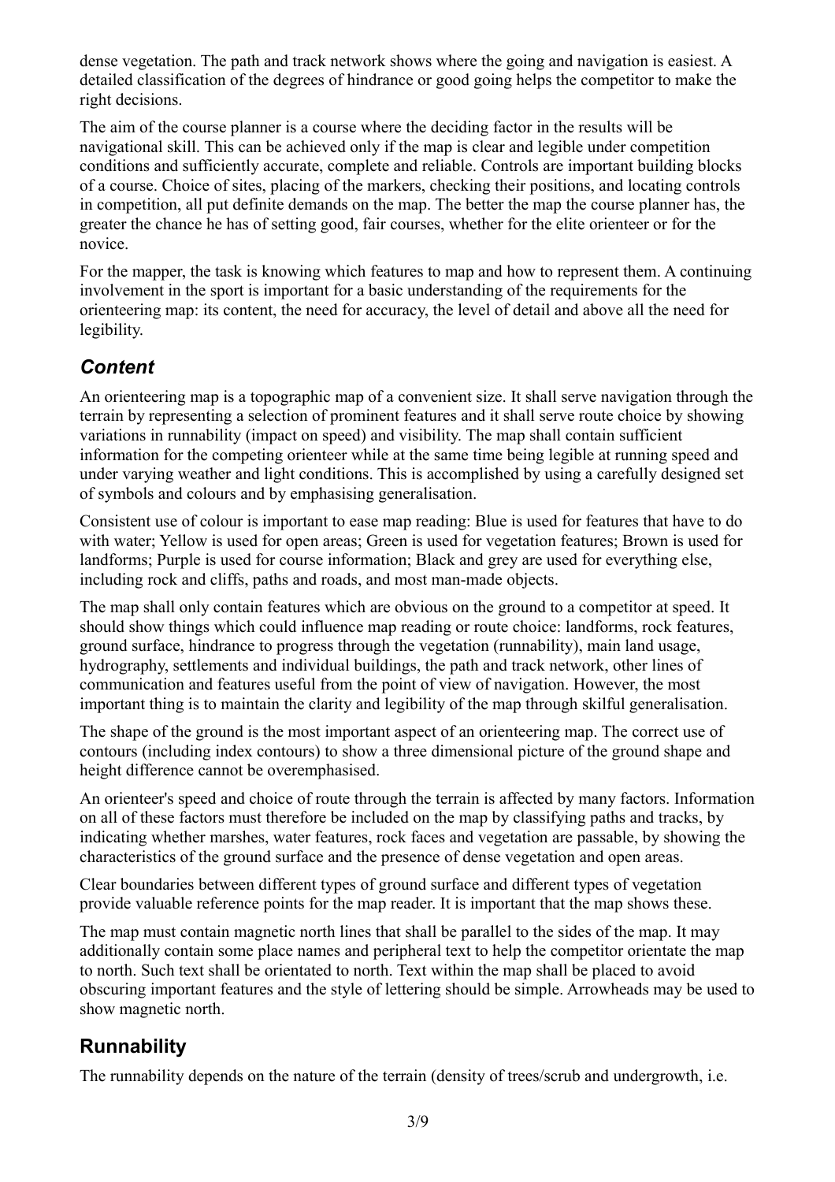dense vegetation. The path and track network shows where the going and navigation is easiest. A detailed classification of the degrees of hindrance or good going helps the competitor to make the right decisions.

The aim of the course planner is a course where the deciding factor in the results will be navigational skill. This can be achieved only if the map is clear and legible under competition conditions and sufficiently accurate, complete and reliable. Controls are important building blocks of a course. Choice of sites, placing of the markers, checking their positions, and locating controls in competition, all put definite demands on the map. The better the map the course planner has, the greater the chance he has of setting good, fair courses, whether for the elite orienteer or for the novice.

For the mapper, the task is knowing which features to map and how to represent them. A continuing involvement in the sport is important for a basic understanding of the requirements for the orienteering map: its content, the need for accuracy, the level of detail and above all the need for legibility.

## *Content*

An orienteering map is a topographic map of a convenient size. It shall serve navigation through the terrain by representing a selection of prominent features and it shall serve route choice by showing variations in runnability (impact on speed) and visibility. The map shall contain sufficient information for the competing orienteer while at the same time being legible at running speed and under varying weather and light conditions. This is accomplished by using a carefully designed set of symbols and colours and by emphasising generalisation.

Consistent use of colour is important to ease map reading: Blue is used for features that have to do with water; Yellow is used for open areas; Green is used for vegetation features; Brown is used for landforms; Purple is used for course information; Black and grey are used for everything else, including rock and cliffs, paths and roads, and most man-made objects.

The map shall only contain features which are obvious on the ground to a competitor at speed. It should show things which could influence map reading or route choice: landforms, rock features, ground surface, hindrance to progress through the vegetation (runnability), main land usage, hydrography, settlements and individual buildings, the path and track network, other lines of communication and features useful from the point of view of navigation. However, the most important thing is to maintain the clarity and legibility of the map through skilful generalisation.

The shape of the ground is the most important aspect of an orienteering map. The correct use of contours (including index contours) to show a three dimensional picture of the ground shape and height difference cannot be overemphasised.

An orienteer's speed and choice of route through the terrain is affected by many factors. Information on all of these factors must therefore be included on the map by classifying paths and tracks, by indicating whether marshes, water features, rock faces and vegetation are passable, by showing the characteristics of the ground surface and the presence of dense vegetation and open areas.

Clear boundaries between different types of ground surface and different types of vegetation provide valuable reference points for the map reader. It is important that the map shows these.

The map must contain magnetic north lines that shall be parallel to the sides of the map. It may additionally contain some place names and peripheral text to help the competitor orientate the map to north. Such text shall be orientated to north. Text within the map shall be placed to avoid obscuring important features and the style of lettering should be simple. Arrowheads may be used to show magnetic north.

## Runnability

The runnability depends on the nature of the terrain (density of trees/scrub and undergrowth, i.e.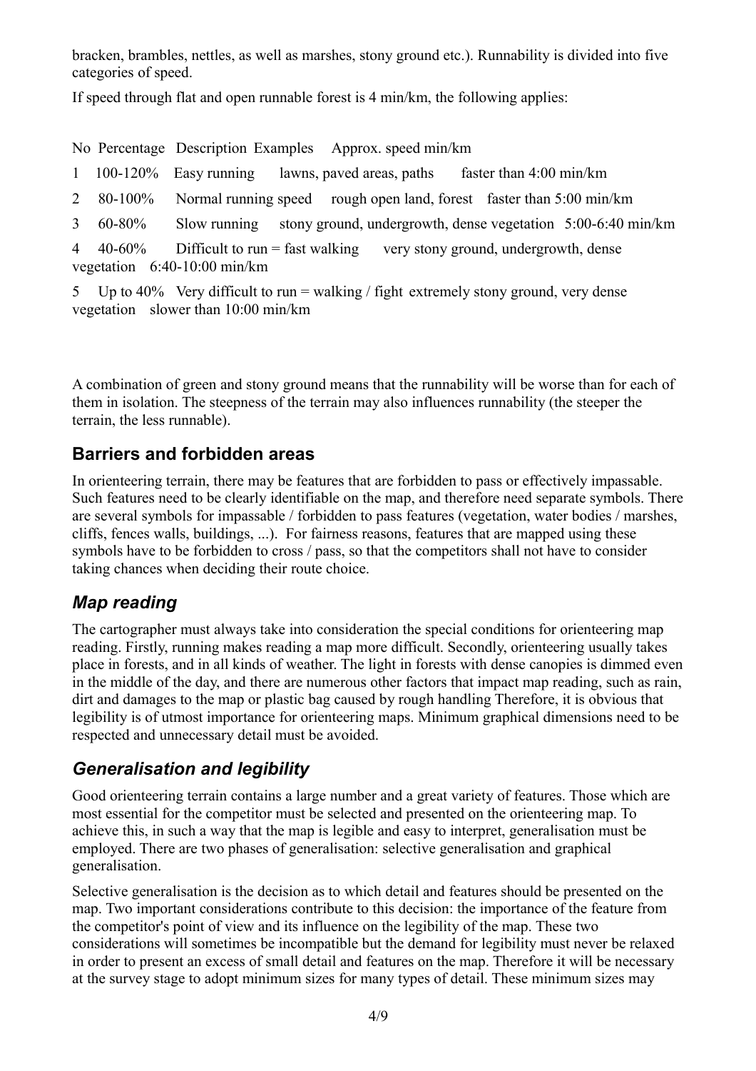bracken, brambles, nettles, as well as marshes, stony ground etc.). Runnability is divided into five categories of speed.

If speed through flat and open runnable forest is 4 min/km, the following applies:

| No | Percentage | Description | Examples | Approx. speed min/km |
|---|---|---|---|---|
| 1 | 100-120% | Easy running | lawns, paved areas, paths | faster than 4:00 min/km |
| 2 | 80-100% | Normal running speed | rough open land, forest | faster than 5:00 min/km |
| 3 | 60-80% | Slow running | stony ground, undergrowth, dense vegetation | 5:00-6:40 min/km |
| 4 | 40-60% | Difficult to run = fast walking | very stony ground, undergrowth, dense vegetation | 6:40-10:00 min/km |
| 5 | Up to 40% | Very difficult to run = walking / fight | extremely stony ground, very dense vegetation | slower than 10:00 min/km |

A combination of green and stony ground means that the runnability will be worse than for each of them in isolation. The steepness of the terrain may also influences runnability (the steeper the terrain, the less runnable).

## Barriers and forbidden areas

In orienteering terrain, there may be features that are forbidden to pass or effectively impassable. Such features need to be clearly identifiable on the map, and therefore need separate symbols. There are several symbols for impassable / forbidden to pass features (vegetation, water bodies / marshes, cliffs, fences walls, buildings, ...). For fairness reasons, features that are mapped using these symbols have to be forbidden to cross / pass, so that the competitors shall not have to consider taking chances when deciding their route choice.

## *Map reading*

The cartographer must always take into consideration the special conditions for orienteering map reading. Firstly, running makes reading a map more difficult. Secondly, orienteering usually takes place in forests, and in all kinds of weather. The light in forests with dense canopies is dimmed even in the middle of the day, and there are numerous other factors that impact map reading, such as rain, dirt and damages to the map or plastic bag caused by rough handling Therefore, it is obvious that legibility is of utmost importance for orienteering maps. Minimum graphical dimensions need to be respected and unnecessary detail must be avoided.

## *Generalisation and legibility*

Good orienteering terrain contains a large number and a great variety of features. Those which are most essential for the competitor must be selected and presented on the orienteering map. To achieve this, in such a way that the map is legible and easy to interpret, generalisation must be employed. There are two phases of generalisation: selective generalisation and graphical generalisation.

Selective generalisation is the decision as to which detail and features should be presented on the map. Two important considerations contribute to this decision: the importance of the feature from the competitor's point of view and its influence on the legibility of the map. These two considerations will sometimes be incompatible but the demand for legibility must never be relaxed in order to present an excess of small detail and features on the map. Therefore it will be necessary at the survey stage to adopt minimum sizes for many types of detail. These minimum sizes may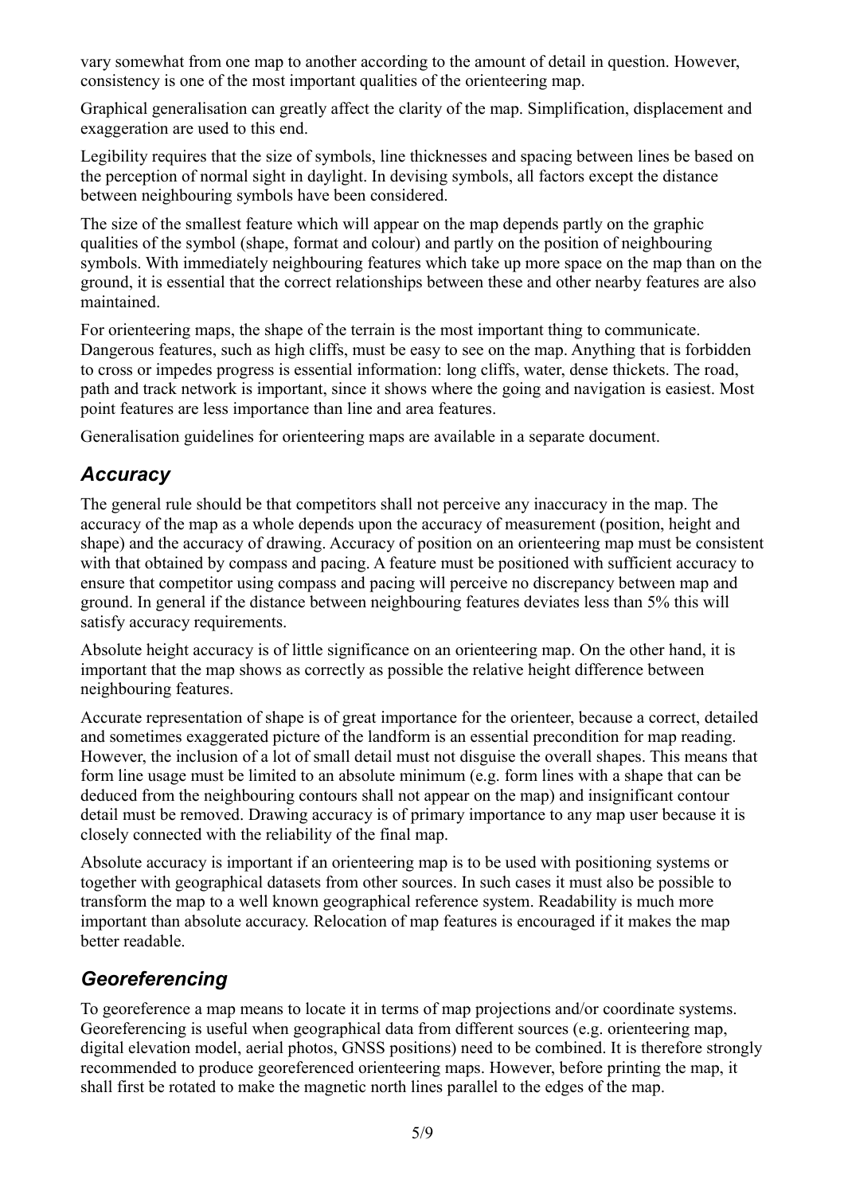vary somewhat from one map to another according to the amount of detail in question. However, consistency is one of the most important qualities of the orienteering map.

Graphical generalisation can greatly affect the clarity of the map. Simplification, displacement and exaggeration are used to this end.

Legibility requires that the size of symbols, line thicknesses and spacing between lines be based on the perception of normal sight in daylight. In devising symbols, all factors except the distance between neighbouring symbols have been considered.

The size of the smallest feature which will appear on the map depends partly on the graphic qualities of the symbol (shape, format and colour) and partly on the position of neighbouring symbols. With immediately neighbouring features which take up more space on the map than on the ground, it is essential that the correct relationships between these and other nearby features are also maintained.

For orienteering maps, the shape of the terrain is the most important thing to communicate. Dangerous features, such as high cliffs, must be easy to see on the map. Anything that is forbidden to cross or impedes progress is essential information: long cliffs, water, dense thickets. The road, path and track network is important, since it shows where the going and navigation is easiest. Most point features are less importance than line and area features.

Generalisation guidelines for orienteering maps are available in a separate document.

## *Accuracy*

The general rule should be that competitors shall not perceive any inaccuracy in the map. The accuracy of the map as a whole depends upon the accuracy of measurement (position, height and shape) and the accuracy of drawing. Accuracy of position on an orienteering map must be consistent with that obtained by compass and pacing. A feature must be positioned with sufficient accuracy to ensure that competitor using compass and pacing will perceive no discrepancy between map and ground. In general if the distance between neighbouring features deviates less than 5% this will satisfy accuracy requirements.

Absolute height accuracy is of little significance on an orienteering map. On the other hand, it is important that the map shows as correctly as possible the relative height difference between neighbouring features.

Accurate representation of shape is of great importance for the orienteer, because a correct, detailed and sometimes exaggerated picture of the landform is an essential precondition for map reading. However, the inclusion of a lot of small detail must not disguise the overall shapes. This means that form line usage must be limited to an absolute minimum (e.g. form lines with a shape that can be deduced from the neighbouring contours shall not appear on the map) and insignificant contour detail must be removed. Drawing accuracy is of primary importance to any map user because it is closely connected with the reliability of the final map.

Absolute accuracy is important if an orienteering map is to be used with positioning systems or together with geographical datasets from other sources. In such cases it must also be possible to transform the map to a well known geographical reference system. Readability is much more important than absolute accuracy. Relocation of map features is encouraged if it makes the map better readable.

## *Georeferencing*

To georeference a map means to locate it in terms of map projections and/or coordinate systems. Georeferencing is useful when geographical data from different sources (e.g. orienteering map, digital elevation model, aerial photos, GNSS positions) need to be combined. It is therefore strongly recommended to produce georeferenced orienteering maps. However, before printing the map, it shall first be rotated to make the magnetic north lines parallel to the edges of the map.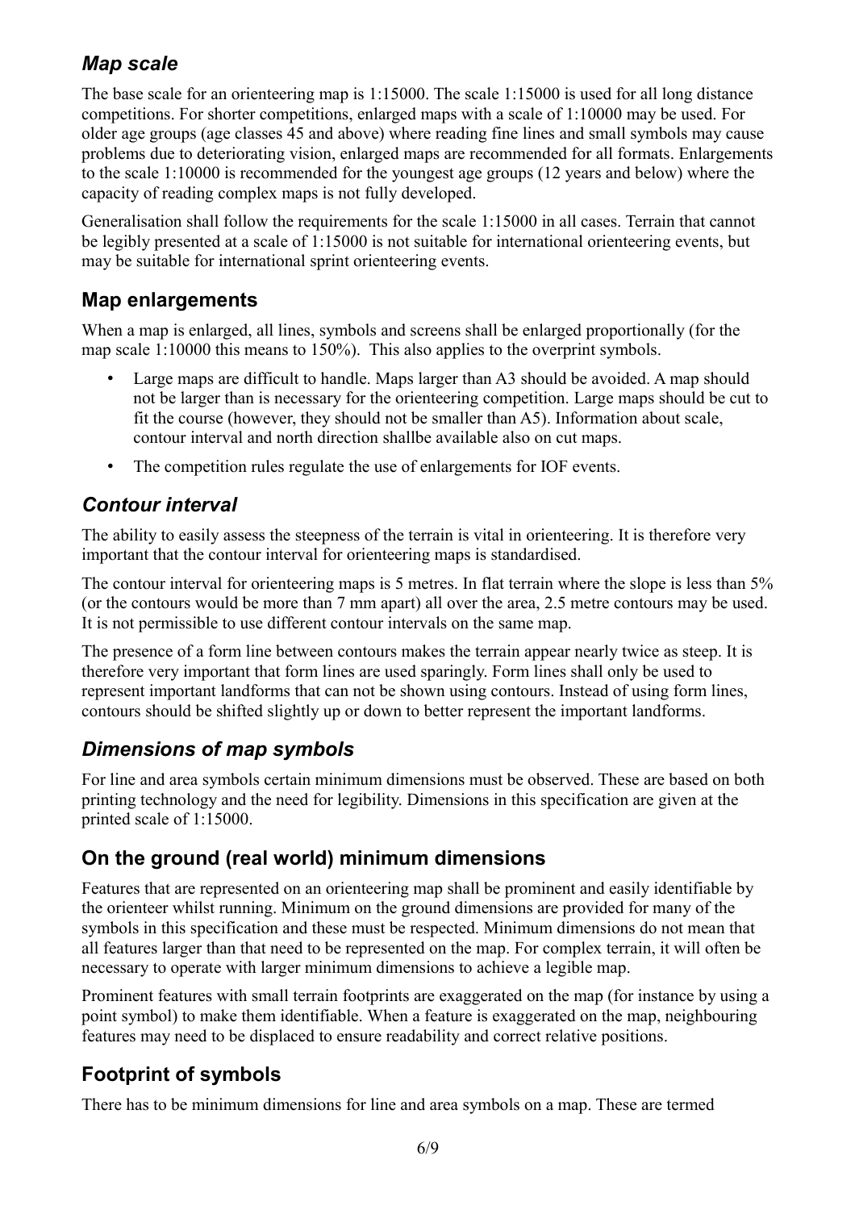## *Map scale*

The base scale for an orienteering map is 1:15000. The scale 1:15000 is used for all long distance competitions. For shorter competitions, enlarged maps with a scale of 1:10000 may be used. For older age groups (age classes 45 and above) where reading fine lines and small symbols may cause problems due to deteriorating vision, enlarged maps are recommended for all formats. Enlargements to the scale 1:10000 is recommended for the youngest age groups (12 years and below) where the capacity of reading complex maps is not fully developed.

Generalisation shall follow the requirements for the scale 1:15000 in all cases. Terrain that cannot be legibly presented at a scale of 1:15000 is not suitable for international orienteering events, but may be suitable for international sprint orienteering events.

### Map enlargements

When a map is enlarged, all lines, symbols and screens shall be enlarged proportionally (for the map scale 1:10000 this means to 150%). This also applies to the overprint symbols.

- Large maps are difficult to handle. Maps larger than A3 should be avoided. A map should not be larger than is necessary for the orienteering competition. Large maps should be cut to fit the course (however, they should not be smaller than A5). Information about scale, contour interval and north direction shallbe available also on cut maps.
- The competition rules regulate the use of enlargements for IOF events.

## *Contour interval*

The ability to easily assess the steepness of the terrain is vital in orienteering. It is therefore very important that the contour interval for orienteering maps is standardised.

The contour interval for orienteering maps is 5 metres. In flat terrain where the slope is less than 5% (or the contours would be more than 7 mm apart) all over the area, 2.5 metre contours may be used. It is not permissible to use different contour intervals on the same map.

The presence of a form line between contours makes the terrain appear nearly twice as steep. It is therefore very important that form lines are used sparingly. Form lines shall only be used to represent important landforms that can not be shown using contours. Instead of using form lines, contours should be shifted slightly up or down to better represent the important landforms.

## *Dimensions of map symbols*

For line and area symbols certain minimum dimensions must be observed. These are based on both printing technology and the need for legibility. Dimensions in this specification are given at the printed scale of 1:15000.

### On the ground (real world) minimum dimensions

Features that are represented on an orienteering map shall be prominent and easily identifiable by the orienteer whilst running. Minimum on the ground dimensions are provided for many of the symbols in this specification and these must be respected. Minimum dimensions do not mean that all features larger than that need to be represented on the map. For complex terrain, it will often be necessary to operate with larger minimum dimensions to achieve a legible map.

Prominent features with small terrain footprints are exaggerated on the map (for instance by using a point symbol) to make them identifiable. When a feature is exaggerated on the map, neighbouring features may need to be displaced to ensure readability and correct relative positions.

### Footprint of symbols

There has to be minimum dimensions for line and area symbols on a map. These are termed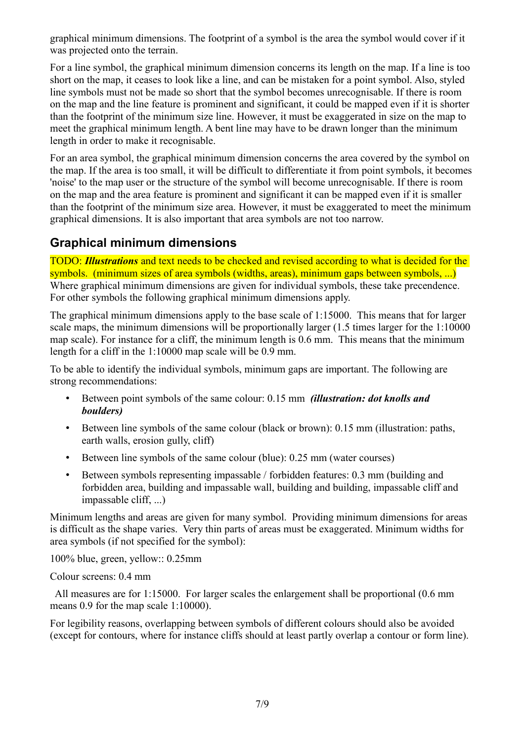graphical minimum dimensions. The footprint of a symbol is the area the symbol would cover if it was projected onto the terrain.

For a line symbol, the graphical minimum dimension concerns its length on the map. If a line is too short on the map, it ceases to look like a line, and can be mistaken for a point symbol. Also, styled line symbols must not be made so short that the symbol becomes unrecognisable. If there is room on the map and the line feature is prominent and significant, it could be mapped even if it is shorter than the footprint of the minimum size line. However, it must be exaggerated in size on the map to meet the graphical minimum length. A bent line may have to be drawn longer than the minimum length in order to make it recognisable.

For an area symbol, the graphical minimum dimension concerns the area covered by the symbol on the map. If the area is too small, it will be difficult to differentiate it from point symbols, it becomes 'noise' to the map user or the structure of the symbol will become unrecognisable. If there is room on the map and the area feature is prominent and significant it can be mapped even if it is smaller than the footprint of the minimum size area. However, it must be exaggerated to meet the minimum graphical dimensions. It is also important that area symbols are not too narrow.

## Graphical minimum dimensions

TODO: ***Illustrations*** and text needs to be checked and revised according to what is decided for the symbols. (minimum sizes of area symbols (widths, areas), minimum gaps between symbols, ...)
Where graphical minimum dimensions are given for individual symbols, these take precendence. For other symbols the following graphical minimum dimensions apply.

The graphical minimum dimensions apply to the base scale of 1:15000. This means that for larger scale maps, the minimum dimensions will be proportionally larger (1.5 times larger for the 1:10000 map scale). For instance for a cliff, the minimum length is 0.6 mm. This means that the minimum length for a cliff in the 1:10000 map scale will be 0.9 mm.

To be able to identify the individual symbols, minimum gaps are important. The following are strong recommendations:

- Between point symbols of the same colour: 0.15 mm ***(illustration: dot knolls and boulders)***
- Between line symbols of the same colour (black or brown): 0.15 mm (illustration: paths, earth walls, erosion gully, cliff)
- Between line symbols of the same colour (blue): 0.25 mm (water courses)
- Between symbols representing impassable / forbidden features: 0.3 mm (building and forbidden area, building and impassable wall, building and building, impassable cliff and impassable cliff, ...)

Minimum lengths and areas are given for many symbol. Providing minimum dimensions for areas is difficult as the shape varies. Very thin parts of areas must be exaggerated. Minimum widths for area symbols (if not specified for the symbol):

100% blue, green, yellow:: 0.25mm

Colour screens: 0.4 mm

All measures are for 1:15000. For larger scales the enlargement shall be proportional (0.6 mm means 0.9 for the map scale 1:10000).

For legibility reasons, overlapping between symbols of different colours should also be avoided (except for contours, where for instance cliffs should at least partly overlap a contour or form line).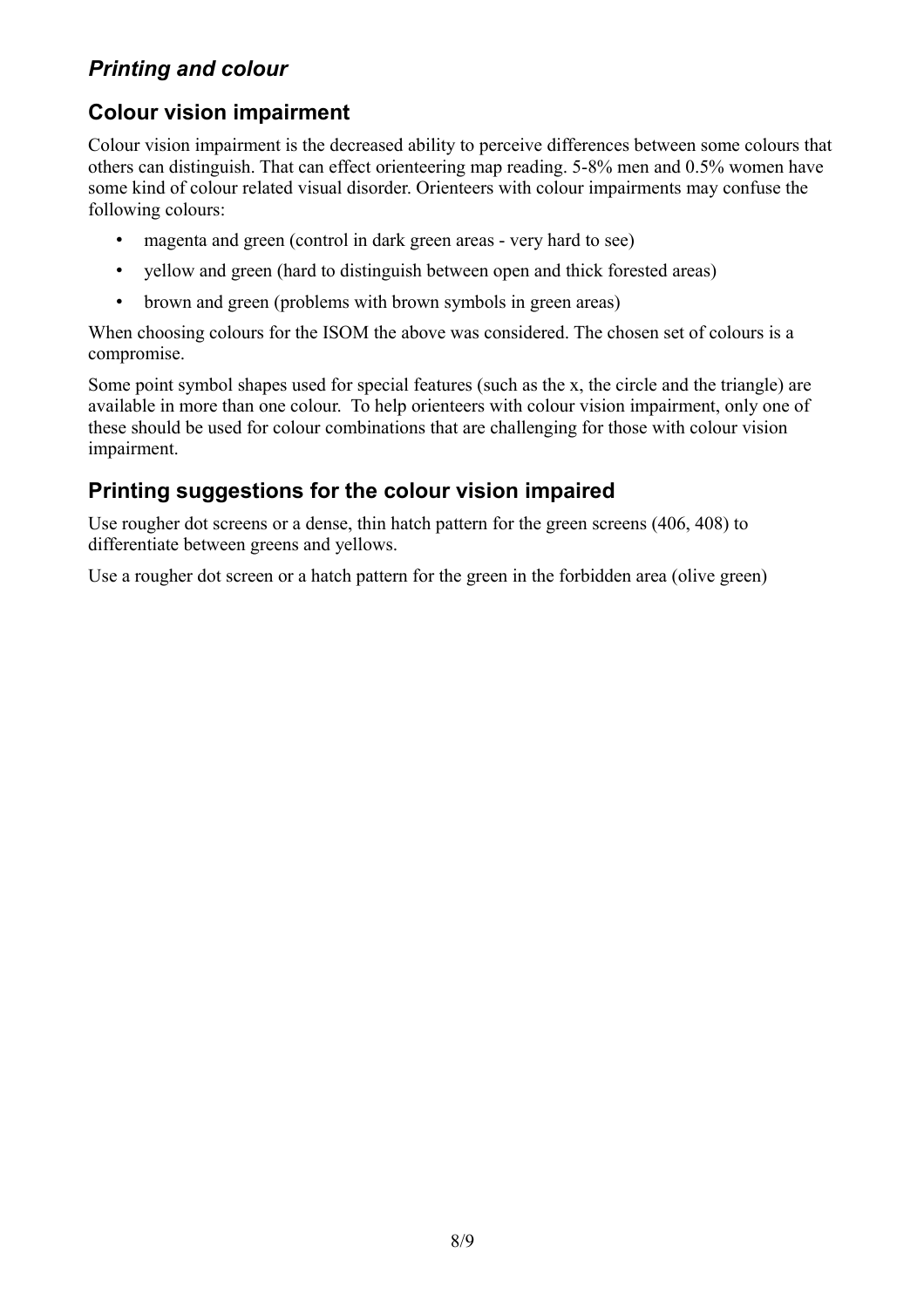## *Printing and colour*

### Colour vision impairment

Colour vision impairment is the decreased ability to perceive differences between some colours that others can distinguish. That can effect orienteering map reading. 5-8% men and 0.5% women have some kind of colour related visual disorder. Orienteers with colour impairments may confuse the following colours:

- magenta and green (control in dark green areas - very hard to see)
- yellow and green (hard to distinguish between open and thick forested areas)
- brown and green (problems with brown symbols in green areas)

When choosing colours for the ISOM the above was considered. The chosen set of colours is a compromise.

Some point symbol shapes used for special features (such as the x, the circle and the triangle) are available in more than one colour.  To help orienteers with colour vision impairment, only one of these should be used for colour combinations that are challenging for those with colour vision impairment.

### Printing suggestions for the colour vision impaired

Use rougher dot screens or a dense, thin hatch pattern for the green screens (406, 408) to differentiate between greens and yellows.

Use a rougher dot screen or a hatch pattern for the green in the forbidden area (olive green)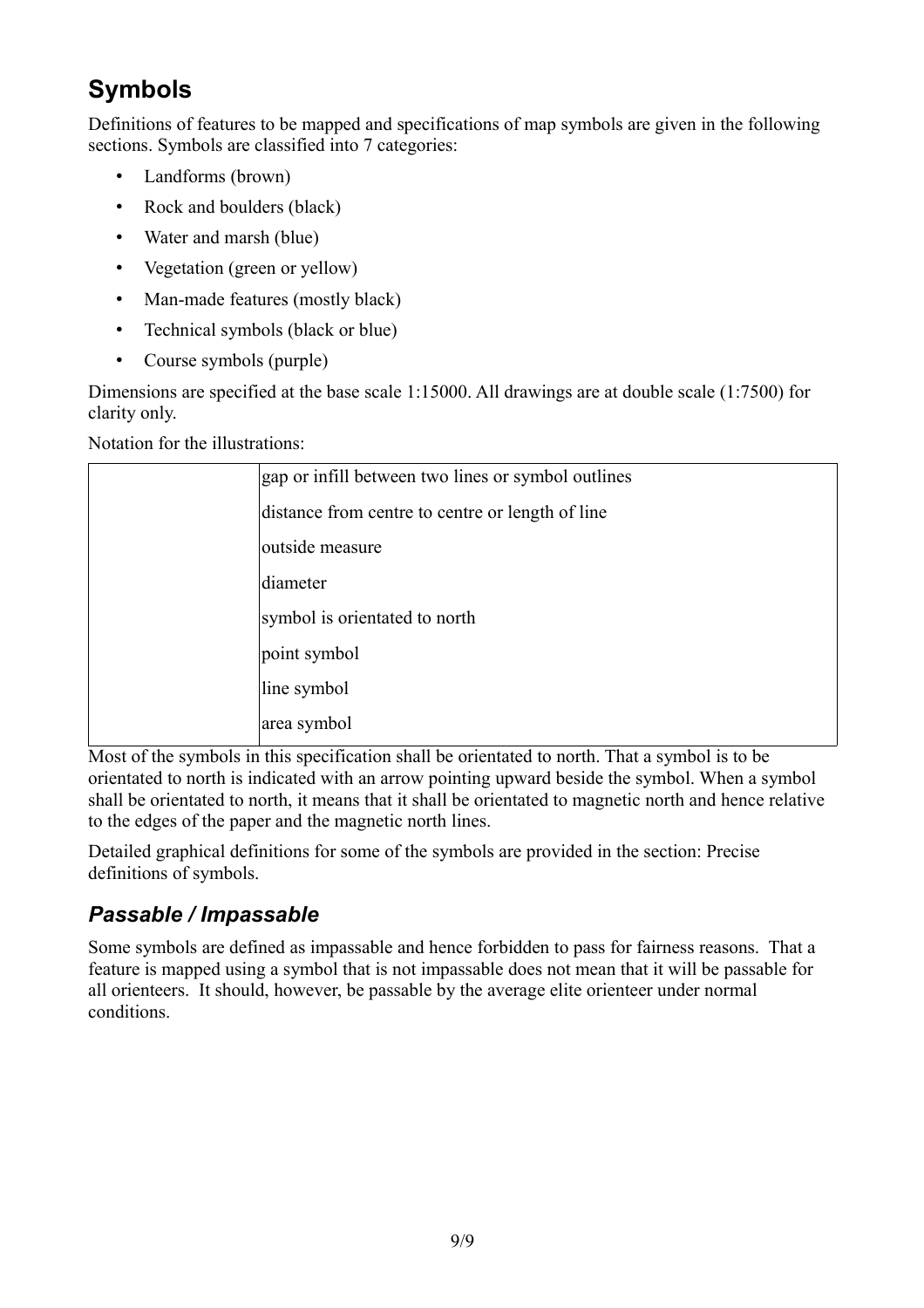# Symbols

Definitions of features to be mapped and specifications of map symbols are given in the following sections. Symbols are classified into 7 categories:

- Landforms (brown)
- Rock and boulders (black)
- Water and marsh (blue)
- Vegetation (green or yellow)
- Man-made features (mostly black)
- Technical symbols (black or blue)
- Course symbols (purple)

Dimensions are specified at the base scale 1:15000. All drawings are at double scale (1:7500) for clarity only.

Notation for the illustrations:

| | |
|---|---|
| | gap or infill between two lines or symbol outlines |
| | distance from centre to centre or length of line |
| | outside measure |
| | diameter |
| | symbol is orientated to north |
| | point symbol |
| | line symbol |
| | area symbol |

Most of the symbols in this specification shall be orientated to north. That a symbol is to be orientated to north is indicated with an arrow pointing upward beside the symbol. When a symbol shall be orientated to north, it means that it shall be orientated to magnetic north and hence relative to the edges of the paper and the magnetic north lines.

Detailed graphical definitions for some of the symbols are provided in the section: Precise definitions of symbols.

## *Passable / Impassable*

Some symbols are defined as impassable and hence forbidden to pass for fairness reasons. That a feature is mapped using a symbol that is not impassable does not mean that it will be passable for all orienteers. It should, however, be passable by the average elite orienteer under normal conditions.